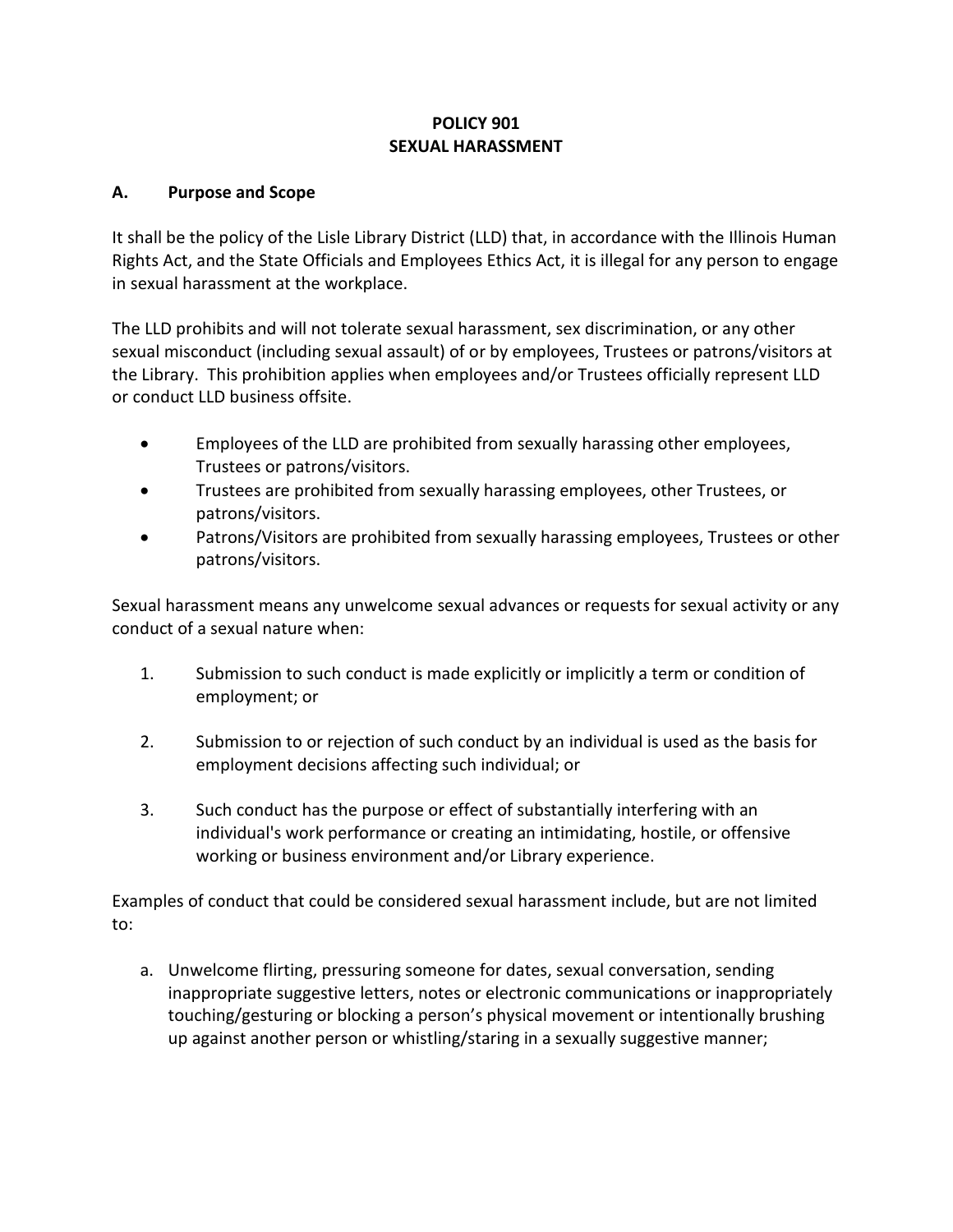# POLICY 901
# SEXUAL HARASSMENT

## A. Purpose and Scope

It shall be the policy of the Lisle Library District (LLD) that, in accordance with the Illinois Human Rights Act, and the State Officials and Employees Ethics Act, it is illegal for any person to engage in sexual harassment at the workplace.

The LLD prohibits and will not tolerate sexual harassment, sex discrimination, or any other sexual misconduct (including sexual assault) of or by employees, Trustees or patrons/visitors at the Library. This prohibition applies when employees and/or Trustees officially represent LLD or conduct LLD business offsite.

- Employees of the LLD are prohibited from sexually harassing other employees, Trustees or patrons/visitors.
- Trustees are prohibited from sexually harassing employees, other Trustees, or patrons/visitors.
- Patrons/Visitors are prohibited from sexually harassing employees, Trustees or other patrons/visitors.

Sexual harassment means any unwelcome sexual advances or requests for sexual activity or any conduct of a sexual nature when:

1. Submission to such conduct is made explicitly or implicitly a term or condition of employment; or

2. Submission to or rejection of such conduct by an individual is used as the basis for employment decisions affecting such individual; or

3. Such conduct has the purpose or effect of substantially interfering with an individual's work performance or creating an intimidating, hostile, or offensive working or business environment and/or Library experience.

Examples of conduct that could be considered sexual harassment include, but are not limited to:

a. Unwelcome flirting, pressuring someone for dates, sexual conversation, sending inappropriate suggestive letters, notes or electronic communications or inappropriately touching/gesturing or blocking a person's physical movement or intentionally brushing up against another person or whistling/staring in a sexually suggestive manner;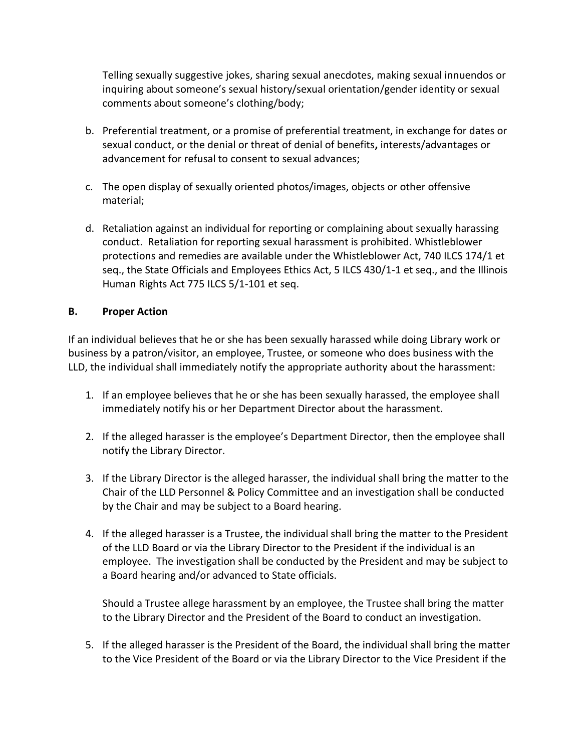Telling sexually suggestive jokes, sharing sexual anecdotes, making sexual innuendos or inquiring about someone's sexual history/sexual orientation/gender identity or sexual comments about someone's clothing/body;

b. Preferential treatment, or a promise of preferential treatment, in exchange for dates or sexual conduct, or the denial or threat of denial of benefits**,** interests/advantages or advancement for refusal to consent to sexual advances;

c. The open display of sexually oriented photos/images, objects or other offensive material;

d. Retaliation against an individual for reporting or complaining about sexually harassing conduct. Retaliation for reporting sexual harassment is prohibited. Whistleblower protections and remedies are available under the Whistleblower Act, 740 ILCS 174/1 et seq., the State Officials and Employees Ethics Act, 5 ILCS 430/1-1 et seq., and the Illinois Human Rights Act 775 ILCS 5/1-101 et seq.

**B. Proper Action**

If an individual believes that he or she has been sexually harassed while doing Library work or business by a patron/visitor, an employee, Trustee, or someone who does business with the LLD, the individual shall immediately notify the appropriate authority about the harassment:

1. If an employee believes that he or she has been sexually harassed, the employee shall immediately notify his or her Department Director about the harassment.

2. If the alleged harasser is the employee's Department Director, then the employee shall notify the Library Director.

3. If the Library Director is the alleged harasser, the individual shall bring the matter to the Chair of the LLD Personnel & Policy Committee and an investigation shall be conducted by the Chair and may be subject to a Board hearing.

4. If the alleged harasser is a Trustee, the individual shall bring the matter to the President of the LLD Board or via the Library Director to the President if the individual is an employee. The investigation shall be conducted by the President and may be subject to a Board hearing and/or advanced to State officials.

   Should a Trustee allege harassment by an employee, the Trustee shall bring the matter to the Library Director and the President of the Board to conduct an investigation.

5. If the alleged harasser is the President of the Board, the individual shall bring the matter to the Vice President of the Board or via the Library Director to the Vice President if the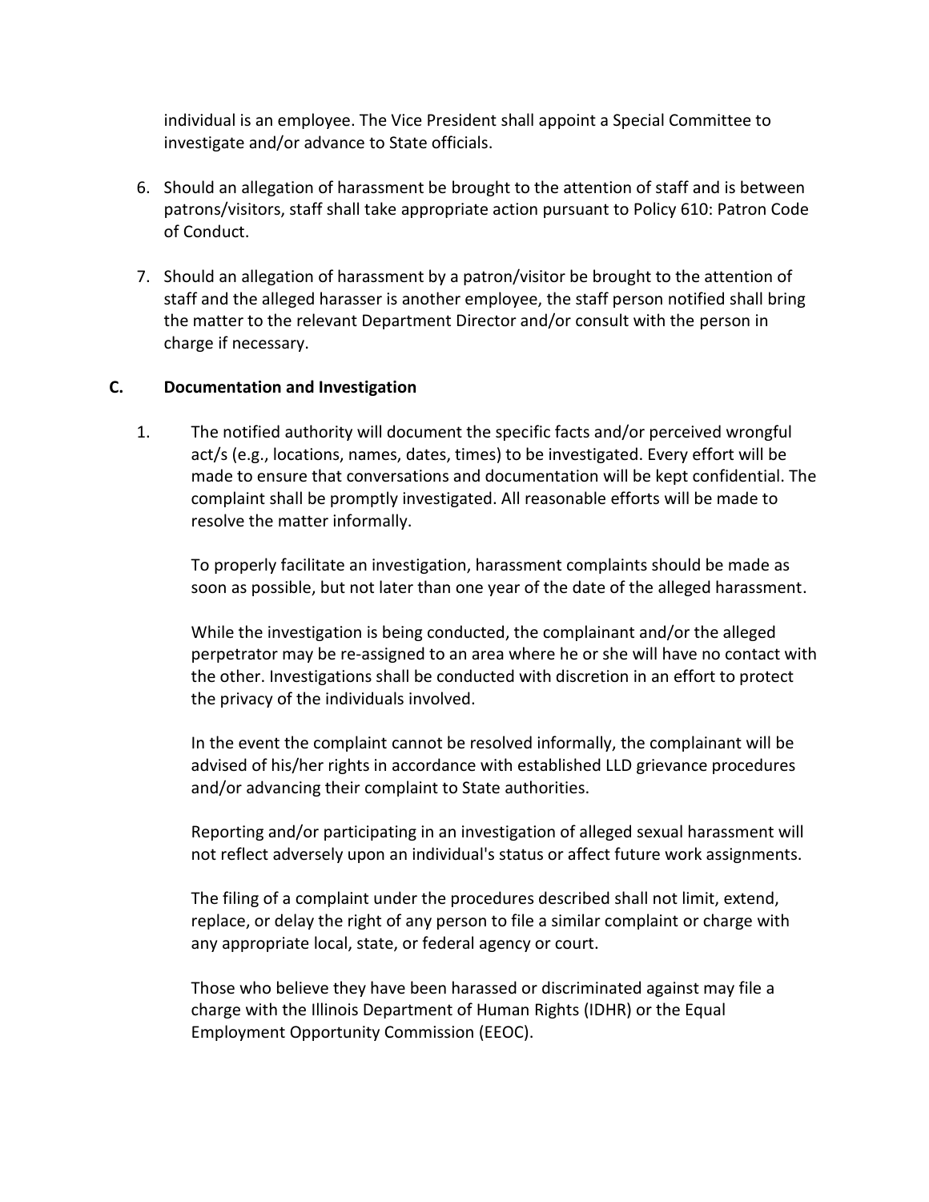individual is an employee. The Vice President shall appoint a Special Committee to investigate and/or advance to State officials.

6. Should an allegation of harassment be brought to the attention of staff and is between patrons/visitors, staff shall take appropriate action pursuant to Policy 610: Patron Code of Conduct.

7. Should an allegation of harassment by a patron/visitor be brought to the attention of staff and the alleged harasser is another employee, the staff person notified shall bring the matter to the relevant Department Director and/or consult with the person in charge if necessary.

### C. Documentation and Investigation

1. The notified authority will document the specific facts and/or perceived wrongful act/s (e.g., locations, names, dates, times) to be investigated. Every effort will be made to ensure that conversations and documentation will be kept confidential. The complaint shall be promptly investigated. All reasonable efforts will be made to resolve the matter informally.

   To properly facilitate an investigation, harassment complaints should be made as soon as possible, but not later than one year of the date of the alleged harassment.

   While the investigation is being conducted, the complainant and/or the alleged perpetrator may be re-assigned to an area where he or she will have no contact with the other. Investigations shall be conducted with discretion in an effort to protect the privacy of the individuals involved.

   In the event the complaint cannot be resolved informally, the complainant will be advised of his/her rights in accordance with established LLD grievance procedures and/or advancing their complaint to State authorities.

   Reporting and/or participating in an investigation of alleged sexual harassment will not reflect adversely upon an individual's status or affect future work assignments.

   The filing of a complaint under the procedures described shall not limit, extend, replace, or delay the right of any person to file a similar complaint or charge with any appropriate local, state, or federal agency or court.

   Those who believe they have been harassed or discriminated against may file a charge with the Illinois Department of Human Rights (IDHR) or the Equal Employment Opportunity Commission (EEOC).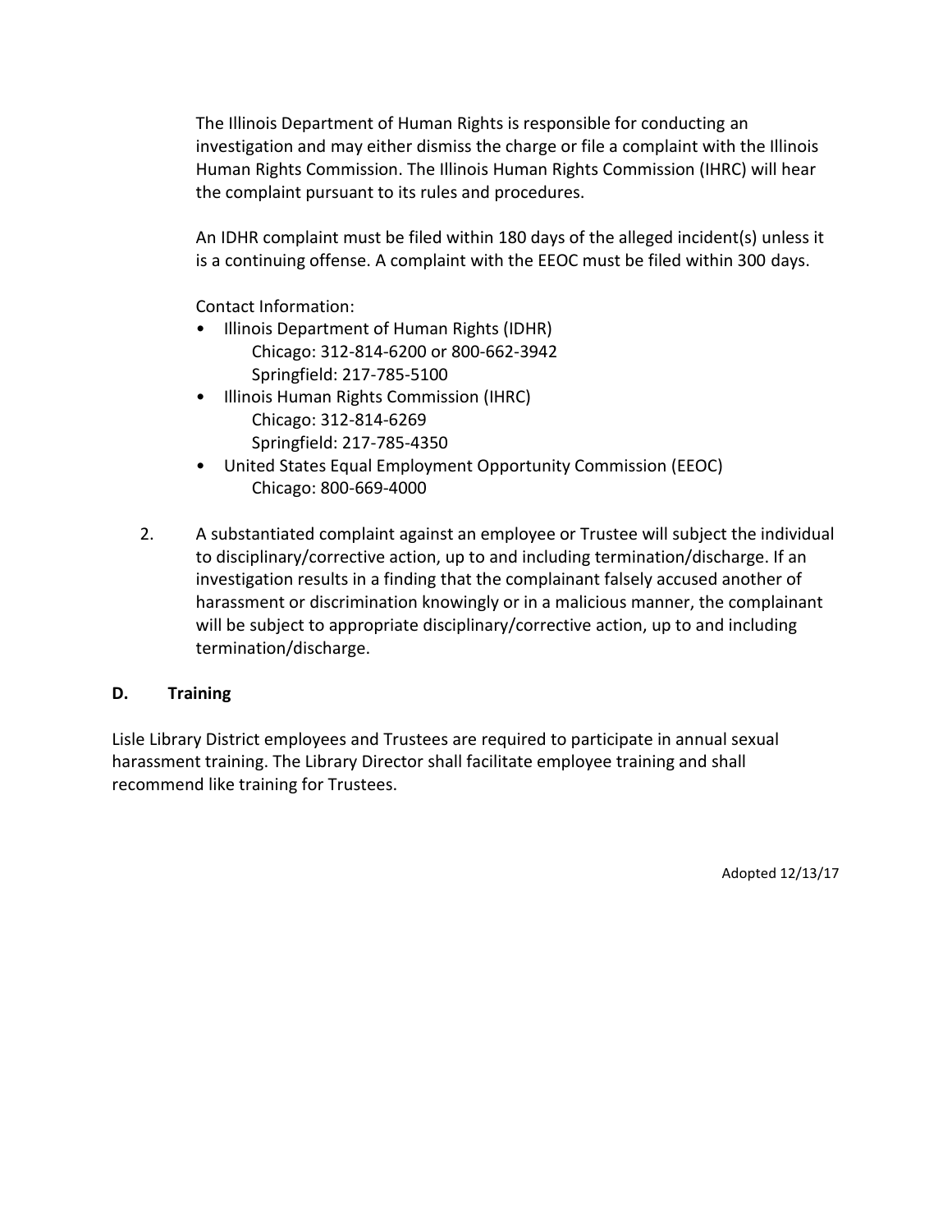The Illinois Department of Human Rights is responsible for conducting an investigation and may either dismiss the charge or file a complaint with the Illinois Human Rights Commission. The Illinois Human Rights Commission (IHRC) will hear the complaint pursuant to its rules and procedures.

An IDHR complaint must be filed within 180 days of the alleged incident(s) unless it is a continuing offense. A complaint with the EEOC must be filed within 300 days.

Contact Information:

- Illinois Department of Human Rights (IDHR)
  - Chicago: 312-814-6200 or 800-662-3942
  - Springfield: 217-785-5100
- Illinois Human Rights Commission (IHRC)
  - Chicago: 312-814-6269
  - Springfield: 217-785-4350
- United States Equal Employment Opportunity Commission (EEOC)
  - Chicago: 800-669-4000

2. A substantiated complaint against an employee or Trustee will subject the individual to disciplinary/corrective action, up to and including termination/discharge. If an investigation results in a finding that the complainant falsely accused another of harassment or discrimination knowingly or in a malicious manner, the complainant will be subject to appropriate disciplinary/corrective action, up to and including termination/discharge.

**D. Training**

Lisle Library District employees and Trustees are required to participate in annual sexual harassment training. The Library Director shall facilitate employee training and shall recommend like training for Trustees.

Adopted 12/13/17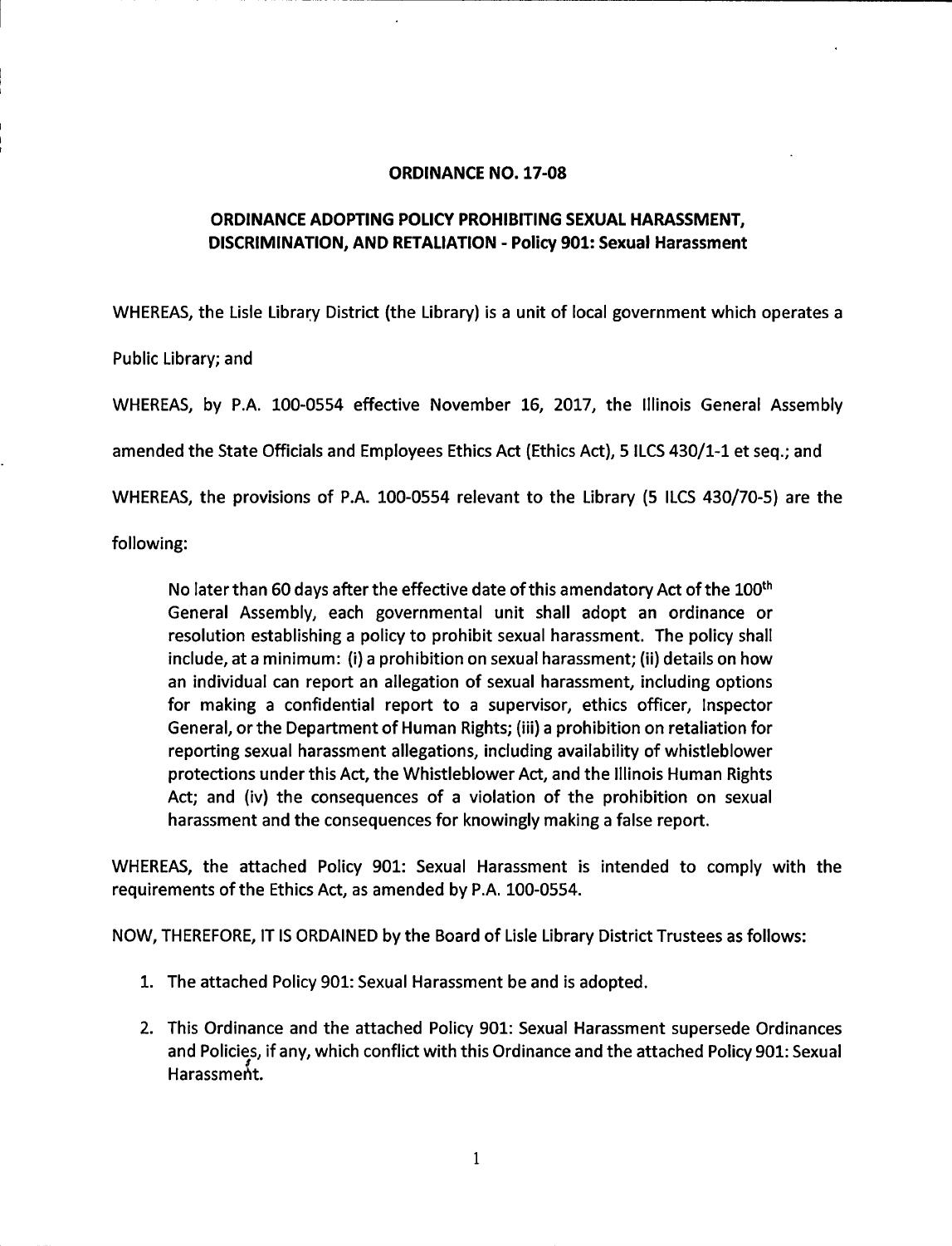## ORDINANCE NO. 17-08

## ORDINANCE ADOPTING POLICY PROHIBITING SEXUAL HARASSMENT, DISCRIMINATION, AND RETALIATION - Policy 901: Sexual Harassment

WHEREAS, the Lisle Library District (the Library) is a unit of local government which operates a Public Library; and

WHEREAS, by P.A. 100-0554 effective November 16, 2017, the Illinois General Assembly amended the State Officials and Employees Ethics Act (Ethics Act), 5 ILCS 430/1-1 et seq.; and

WHEREAS, the provisions of P.A. 100-0554 relevant to the Library (5 ILCS 430/70-5) are the following:

> No later than 60 days after the effective date of this amendatory Act of the 100th General Assembly, each governmental unit shall adopt an ordinance or resolution establishing a policy to prohibit sexual harassment. The policy shall include, at a minimum: (i) a prohibition on sexual harassment; (ii) details on how an individual can report an allegation of sexual harassment, including options for making a confidential report to a supervisor, ethics officer, Inspector General, or the Department of Human Rights; (iii) a prohibition on retaliation for reporting sexual harassment allegations, including availability of whistleblower protections under this Act, the Whistleblower Act, and the Illinois Human Rights Act; and (iv) the consequences of a violation of the prohibition on sexual harassment and the consequences for knowingly making a false report.

WHEREAS, the attached Policy 901: Sexual Harassment is intended to comply with the requirements of the Ethics Act, as amended by P.A. 100-0554.

NOW, THEREFORE, IT IS ORDAINED by the Board of Lisle Library District Trustees as follows:

1. The attached Policy 901: Sexual Harassment be and is adopted.
2. This Ordinance and the attached Policy 901: Sexual Harassment supersede Ordinances and Policies, if any, which conflict with this Ordinance and the attached Policy 901: Sexual Harassment.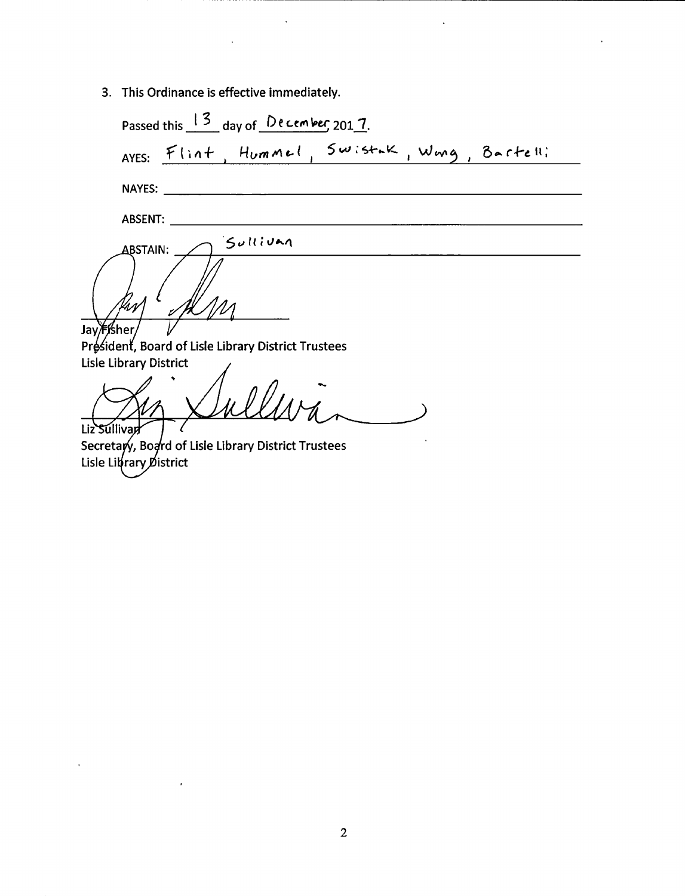3. This Ordinance is effective immediately.

Passed this 13 day of December 2017.

AYES: Flint, Hummel, Swistak, Wong, Bartelli

NAYES: ______________________

ABSENT: ______________________

ABSTAIN: Sullivan

Jay Fisher
President, Board of Lisle Library District Trustees
Lisle Library District

Liz Sullivan
Secretary, Board of Lisle Library District Trustees
Lisle Library District